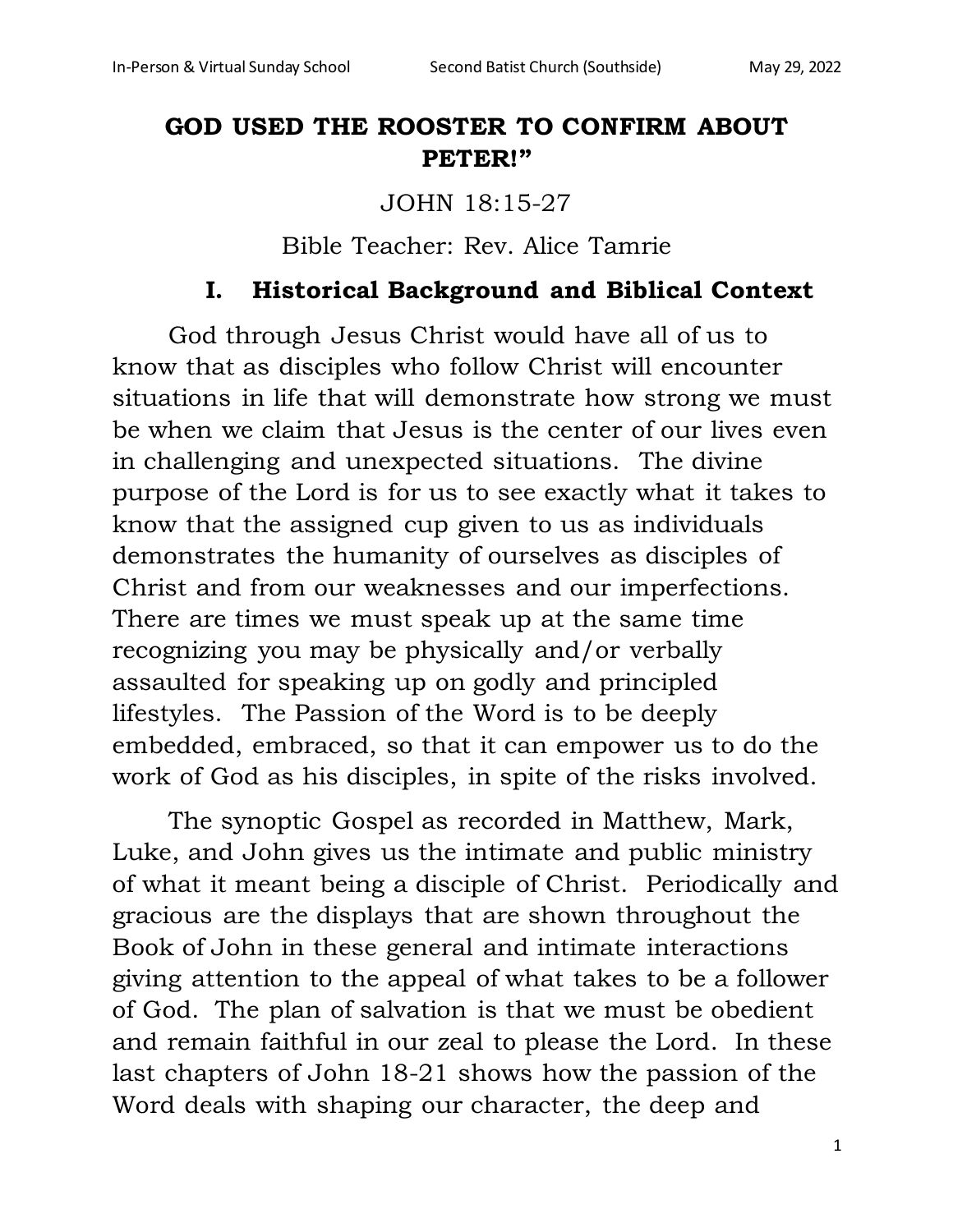# GOD USED THE ROOSTER TO CONFIRM ABOUT PETER!"

JOHN 18:15-27

Bible Teacher: Rev. Alice Tamrie

## I. Historical Background and Biblical Context

God through Jesus Christ would have all of us to know that as disciples who follow Christ will encounter situations in life that will demonstrate how strong we must be when we claim that Jesus is the center of our lives even in challenging and unexpected situations. The divine purpose of the Lord is for us to see exactly what it takes to know that the assigned cup given to us as individuals demonstrates the humanity of ourselves as disciples of Christ and from our weaknesses and our imperfections. There are times we must speak up at the same time recognizing you may be physically and/or verbally assaulted for speaking up on godly and principled lifestyles. The Passion of the Word is to be deeply embedded, embraced, so that it can empower us to do the work of God as his disciples, in spite of the risks involved.

The synoptic Gospel as recorded in Matthew, Mark, Luke, and John gives us the intimate and public ministry of what it meant being a disciple of Christ. Periodically and gracious are the displays that are shown throughout the Book of John in these general and intimate interactions giving attention to the appeal of what takes to be a follower of God. The plan of salvation is that we must be obedient and remain faithful in our zeal to please the Lord. In these last chapters of John 18-21 shows how the passion of the Word deals with shaping our character, the deep and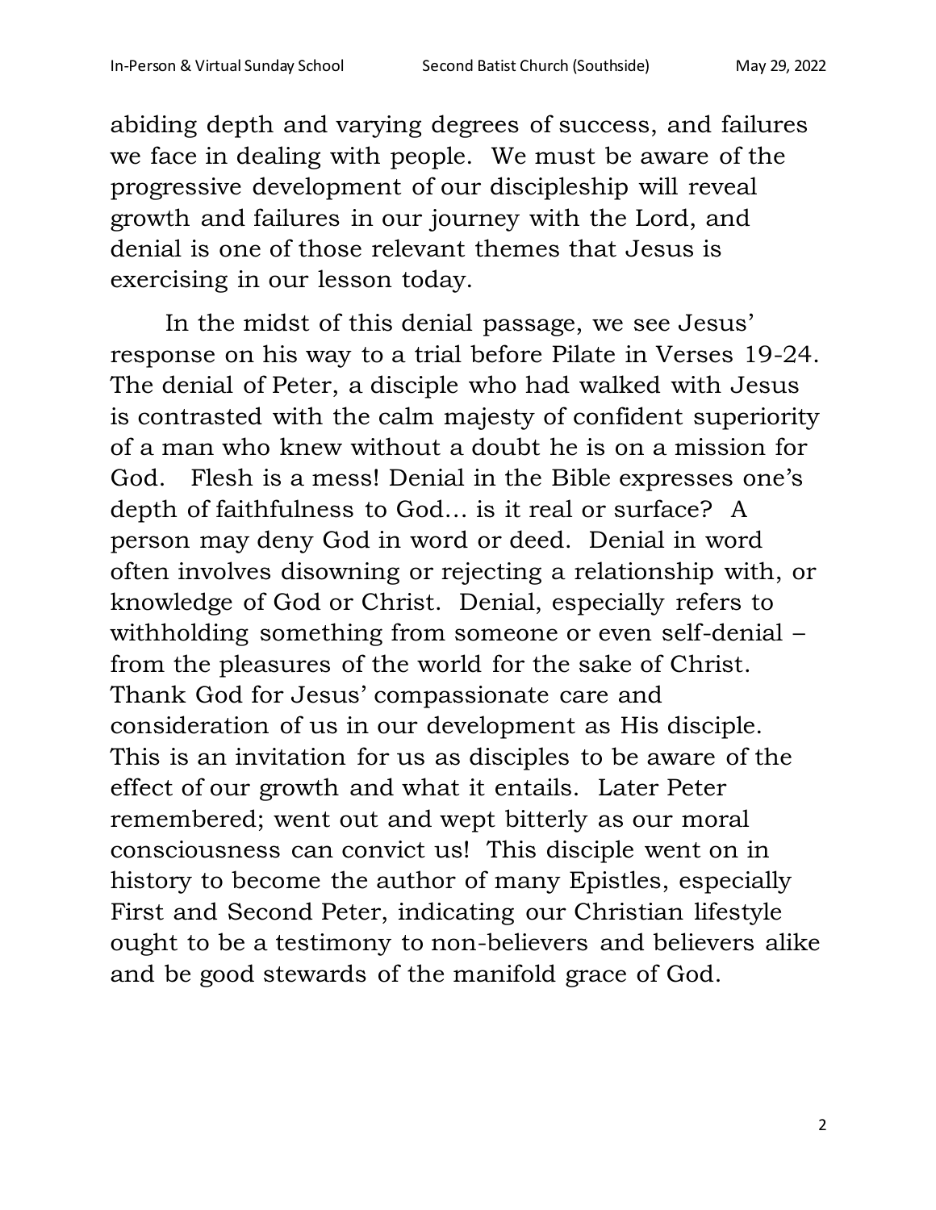abiding depth and varying degrees of success, and failures we face in dealing with people. We must be aware of the progressive development of our discipleship will reveal growth and failures in our journey with the Lord, and denial is one of those relevant themes that Jesus is exercising in our lesson today.

In the midst of this denial passage, we see Jesus' response on his way to a trial before Pilate in Verses 19-24. The denial of Peter, a disciple who had walked with Jesus is contrasted with the calm majesty of confident superiority of a man who knew without a doubt he is on a mission for God. Flesh is a mess! Denial in the Bible expresses one's depth of faithfulness to God… is it real or surface? A person may deny God in word or deed. Denial in word often involves disowning or rejecting a relationship with, or knowledge of God or Christ. Denial, especially refers to withholding something from someone or even self-denial – from the pleasures of the world for the sake of Christ. Thank God for Jesus' compassionate care and consideration of us in our development as His disciple. This is an invitation for us as disciples to be aware of the effect of our growth and what it entails. Later Peter remembered; went out and wept bitterly as our moral consciousness can convict us! This disciple went on in history to become the author of many Epistles, especially First and Second Peter, indicating our Christian lifestyle ought to be a testimony to non-believers and believers alike and be good stewards of the manifold grace of God.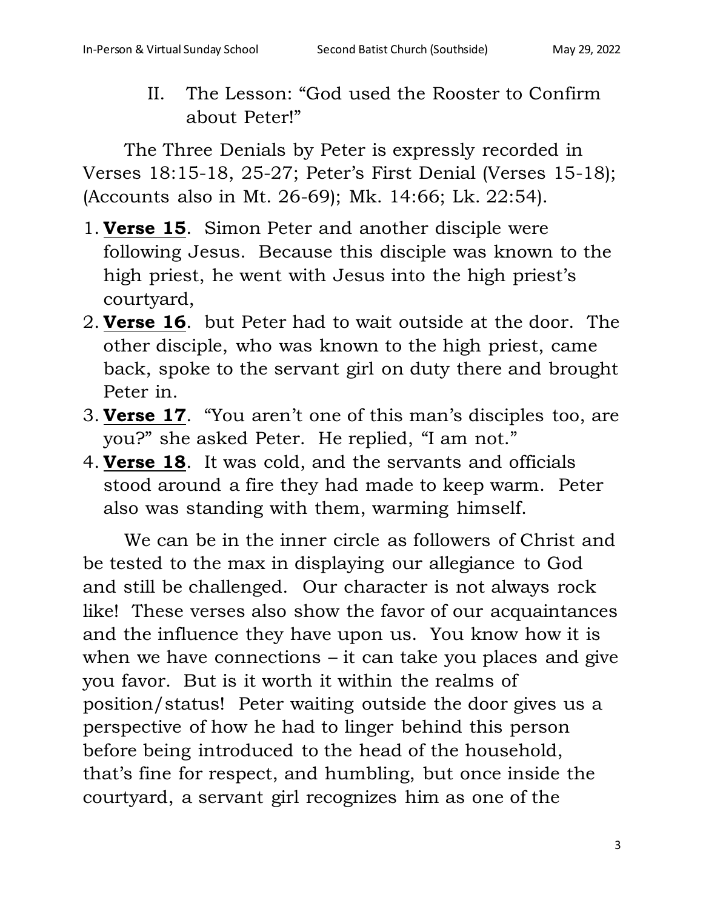## II. The Lesson: "God used the Rooster to Confirm about Peter!"

The Three Denials by Peter is expressly recorded in Verses 18:15-18, 25-27; Peter's First Denial (Verses 15-18); (Accounts also in Mt. 26-69); Mk. 14:66; Lk. 22:54).

1. **Verse 15**. Simon Peter and another disciple were following Jesus. Because this disciple was known to the high priest, he went with Jesus into the high priest's courtyard,
2. **Verse 16**. but Peter had to wait outside at the door. The other disciple, who was known to the high priest, came back, spoke to the servant girl on duty there and brought Peter in.
3. **Verse 17**. "You aren't one of this man's disciples too, are you?" she asked Peter. He replied, "I am not."
4. **Verse 18**. It was cold, and the servants and officials stood around a fire they had made to keep warm. Peter also was standing with them, warming himself.

We can be in the inner circle as followers of Christ and be tested to the max in displaying our allegiance to God and still be challenged. Our character is not always rock like! These verses also show the favor of our acquaintances and the influence they have upon us. You know how it is when we have connections – it can take you places and give you favor. But is it worth it within the realms of position/status! Peter waiting outside the door gives us a perspective of how he had to linger behind this person before being introduced to the head of the household, that's fine for respect, and humbling, but once inside the courtyard, a servant girl recognizes him as one of the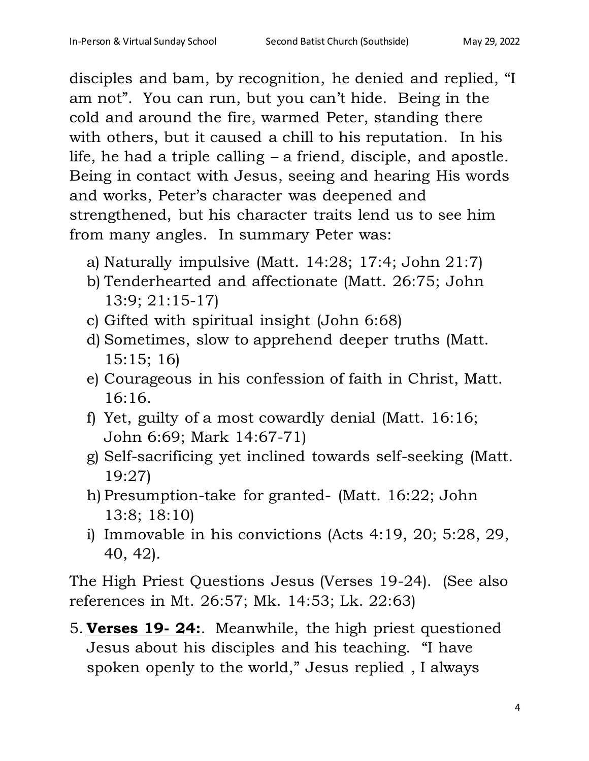disciples and bam, by recognition, he denied and replied, "I am not". You can run, but you can't hide. Being in the cold and around the fire, warmed Peter, standing there with others, but it caused a chill to his reputation. In his life, he had a triple calling – a friend, disciple, and apostle. Being in contact with Jesus, seeing and hearing His words and works, Peter's character was deepened and strengthened, but his character traits lend us to see him from many angles. In summary Peter was:

a) Naturally impulsive (Matt. 14:28; 17:4; John 21:7)
b) Tenderhearted and affectionate (Matt. 26:75; John 13:9; 21:15-17)
c) Gifted with spiritual insight (John 6:68)
d) Sometimes, slow to apprehend deeper truths (Matt. 15:15; 16)
e) Courageous in his confession of faith in Christ, Matt. 16:16.
f) Yet, guilty of a most cowardly denial (Matt. 16:16; John 6:69; Mark 14:67-71)
g) Self-sacrificing yet inclined towards self-seeking (Matt. 19:27)
h) Presumption-take for granted- (Matt. 16:22; John 13:8; 18:10)
i) Immovable in his convictions (Acts 4:19, 20; 5:28, 29, 40, 42).

The High Priest Questions Jesus (Verses 19-24). (See also references in Mt. 26:57; Mk. 14:53; Lk. 22:63)

5. **Verses 19- 24:**. Meanwhile, the high priest questioned Jesus about his disciples and his teaching. "I have spoken openly to the world," Jesus replied , I always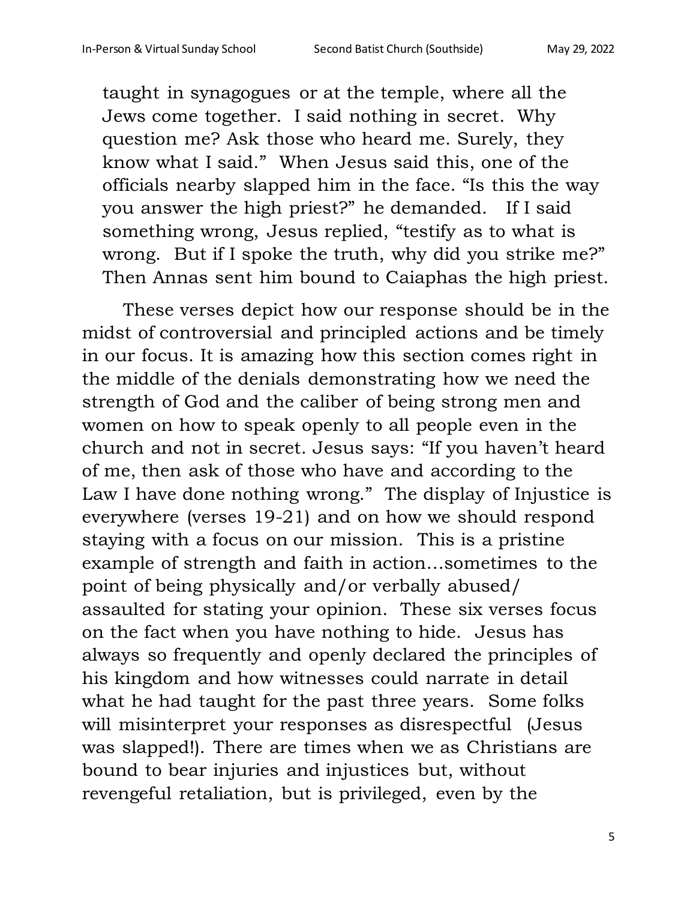taught in synagogues or at the temple, where all the Jews come together. I said nothing in secret. Why question me? Ask those who heard me. Surely, they know what I said." When Jesus said this, one of the officials nearby slapped him in the face. "Is this the way you answer the high priest?" he demanded. If I said something wrong, Jesus replied, "testify as to what is wrong. But if I spoke the truth, why did you strike me?" Then Annas sent him bound to Caiaphas the high priest.

These verses depict how our response should be in the midst of controversial and principled actions and be timely in our focus. It is amazing how this section comes right in the middle of the denials demonstrating how we need the strength of God and the caliber of being strong men and women on how to speak openly to all people even in the church and not in secret. Jesus says: "If you haven't heard of me, then ask of those who have and according to the Law I have done nothing wrong." The display of Injustice is everywhere (verses 19-21) and on how we should respond staying with a focus on our mission. This is a pristine example of strength and faith in action…sometimes to the point of being physically and/or verbally abused/ assaulted for stating your opinion. These six verses focus on the fact when you have nothing to hide. Jesus has always so frequently and openly declared the principles of his kingdom and how witnesses could narrate in detail what he had taught for the past three years. Some folks will misinterpret your responses as disrespectful (Jesus was slapped!). There are times when we as Christians are bound to bear injuries and injustices but, without revengeful retaliation, but is privileged, even by the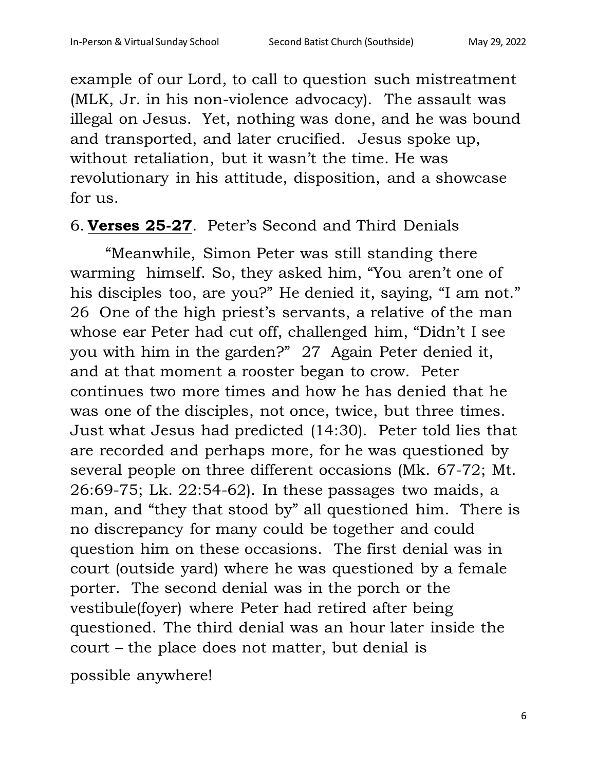example of our Lord, to call to question such mistreatment (MLK, Jr. in his non-violence advocacy). The assault was illegal on Jesus. Yet, nothing was done, and he was bound and transported, and later crucified. Jesus spoke up, without retaliation, but it wasn't the time. He was revolutionary in his attitude, disposition, and a showcase for us.

6. **Verses 25-27**. Peter's Second and Third Denials

"Meanwhile, Simon Peter was still standing there warming himself. So, they asked him, "You aren't one of his disciples too, are you?" He denied it, saying, "I am not." 26 One of the high priest's servants, a relative of the man whose ear Peter had cut off, challenged him, "Didn't I see you with him in the garden?" 27 Again Peter denied it, and at that moment a rooster began to crow. Peter continues two more times and how he has denied that he was one of the disciples, not once, twice, but three times. Just what Jesus had predicted (14:30). Peter told lies that are recorded and perhaps more, for he was questioned by several people on three different occasions (Mk. 67-72; Mt. 26:69-75; Lk. 22:54-62). In these passages two maids, a man, and "they that stood by" all questioned him. There is no discrepancy for many could be together and could question him on these occasions. The first denial was in court (outside yard) where he was questioned by a female porter. The second denial was in the porch or the vestibule(foyer) where Peter had retired after being questioned. The third denial was an hour later inside the court – the place does not matter, but denial is possible anywhere!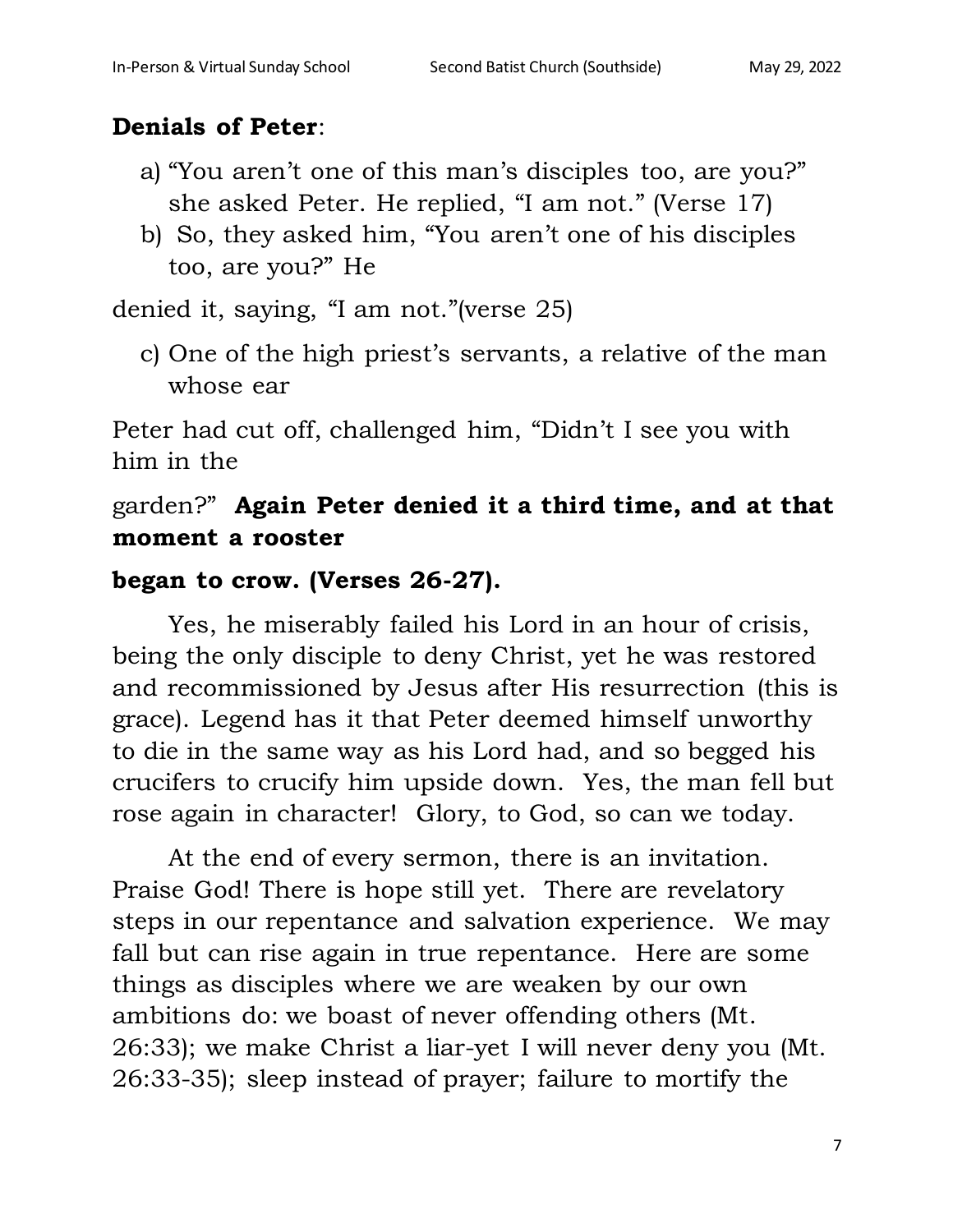**Denials of Peter**:

a) "You aren't one of this man's disciples too, are you?" she asked Peter. He replied, "I am not." (Verse 17)
b) So, they asked him, "You aren't one of his disciples too, are you?" He denied it, saying, "I am not."(verse 25)
c) One of the high priest's servants, a relative of the man whose ear Peter had cut off, challenged him, "Didn't I see you with him in the garden?" **Again Peter denied it a third time, and at that moment a rooster began to crow. (Verses 26-27).**

Yes, he miserably failed his Lord in an hour of crisis, being the only disciple to deny Christ, yet he was restored and recommissioned by Jesus after His resurrection (this is grace). Legend has it that Peter deemed himself unworthy to die in the same way as his Lord had, and so begged his crucifers to crucify him upside down. Yes, the man fell but rose again in character! Glory, to God, so can we today.

At the end of every sermon, there is an invitation. Praise God! There is hope still yet. There are revelatory steps in our repentance and salvation experience. We may fall but can rise again in true repentance. Here are some things as disciples where we are weaken by our own ambitions do: we boast of never offending others (Mt. 26:33); we make Christ a liar-yet I will never deny you (Mt. 26:33-35); sleep instead of prayer; failure to mortify the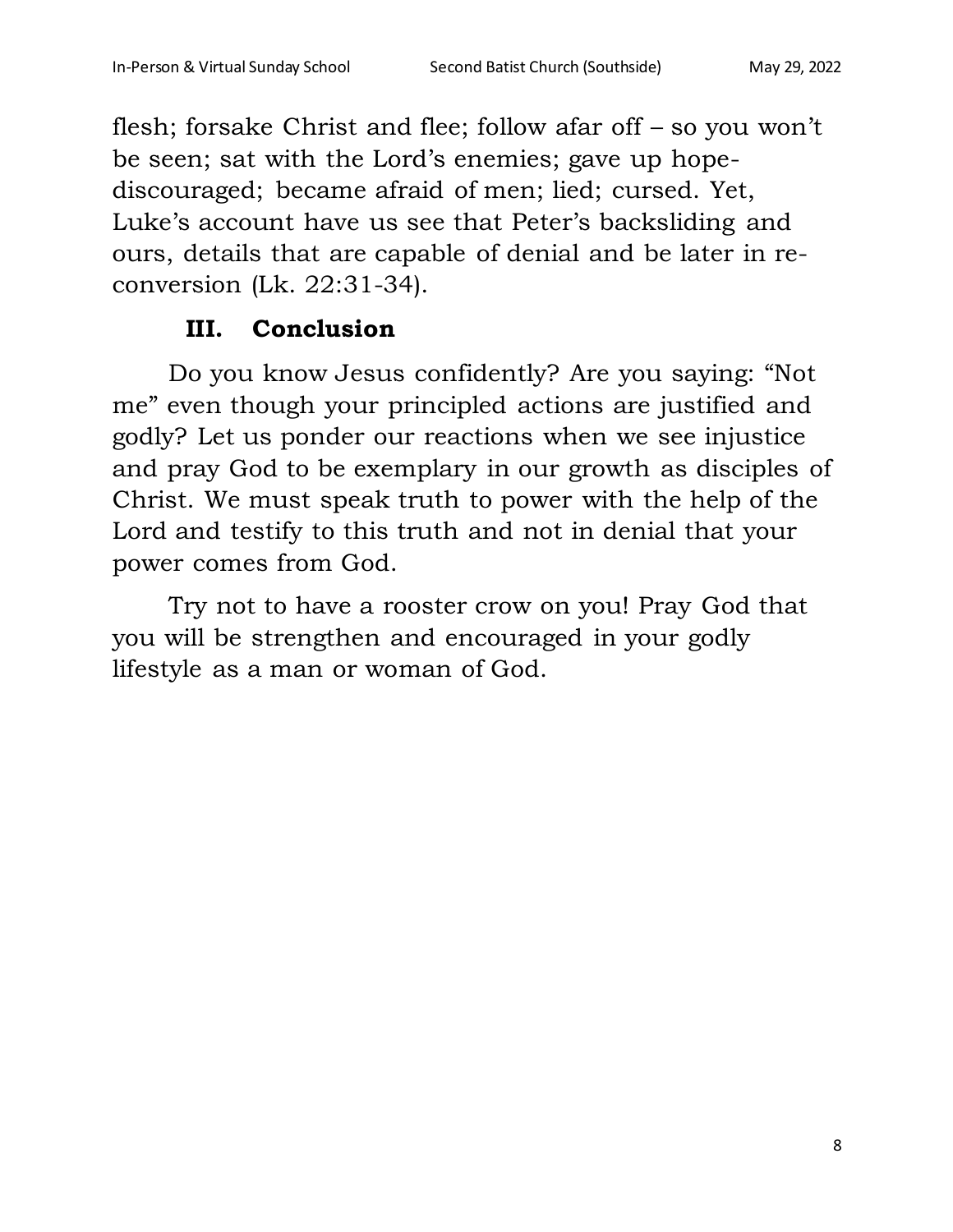flesh; forsake Christ and flee; follow afar off – so you won't be seen; sat with the Lord's enemies; gave up hope-discouraged; became afraid of men; lied; cursed. Yet, Luke's account have us see that Peter's backsliding and ours, details that are capable of denial and be later in re-conversion (Lk. 22:31-34).

## III. Conclusion

Do you know Jesus confidently? Are you saying: "Not me" even though your principled actions are justified and godly? Let us ponder our reactions when we see injustice and pray God to be exemplary in our growth as disciples of Christ. We must speak truth to power with the help of the Lord and testify to this truth and not in denial that your power comes from God.

Try not to have a rooster crow on you! Pray God that you will be strengthen and encouraged in your godly lifestyle as a man or woman of God.